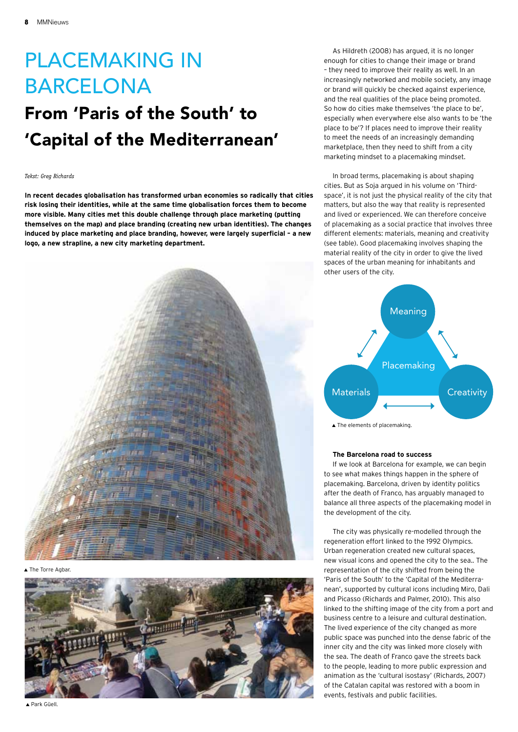# PLACEMAKING IN BARCELONA

## From 'Paris of the South' to 'Capital of the Mediterranean'

*Tekst: Greg Richards*

**In recent decades globalisation has transformed urban economies so radically that cities risk losing their identities, while at the same time globalisation forces them to become more visible. Many cities met this double challenge through place marketing (putting themselves on the map) and place branding (creating new urban identities). The changes induced by place marketing and place branding, however, were largely superficial – a new logo, a new strapline, a new city marketing department.**

▲ The Torre Agbar.

▲ Park Güell.

As Hildreth (2008) has argued, it is no longer enough for cities to change their image or brand – they need to improve their reality as well. In an increasingly networked and mobile society, any image or brand will quickly be checked against experience, and the real qualities of the place being promoted. So how do cities make themselves 'the place to be', especially when everywhere else also wants to be 'the place to be'? If places need to improve their reality to meet the needs of an increasingly demanding marketplace, then they need to shift from a city marketing mindset to a placemaking mindset.

In broad terms, placemaking is about shaping cities. But as Soja argued in his volume on 'Third-space', it is not just the physical reality of the city that matters, but also the way that reality is represented and lived or experienced. We can therefore conceive of placemaking as a social practice that involves three different elements: materials, meaning and creativity (see table). Good placemaking involves shaping the material reality of the city in order to give the lived spaces of the urban meaning for inhabitants and other users of the city.

Meaning

Placemaking

Materials

Creativity

▲ The elements of placemaking.

**The Barcelona road to success**

If we look at Barcelona for example, we can begin to see what makes things happen in the sphere of placemaking. Barcelona, driven by identity politics after the death of Franco, has arguably managed to balance all three aspects of the placemaking model in the development of the city.

The city was physically re-modelled through the regeneration effort linked to the 1992 Olympics. Urban regeneration created new cultural spaces, new visual icons and opened the city to the sea.. The representation of the city shifted from being the 'Paris of the South' to the 'Capital of the Mediterranean', supported by cultural icons including Miro, Dali and Picasso (Richards and Palmer, 2010). This also linked to the shifting image of the city from a port and business centre to a leisure and cultural destination. The lived experience of the city changed as more public space was punched into the dense fabric of the inner city and the city was linked more closely with the sea. The death of Franco gave the streets back to the people, leading to more public expression and animation as the 'cultural isostasy' (Richards, 2007) of the Catalan capital was restored with a boom in events, festivals and public facilities.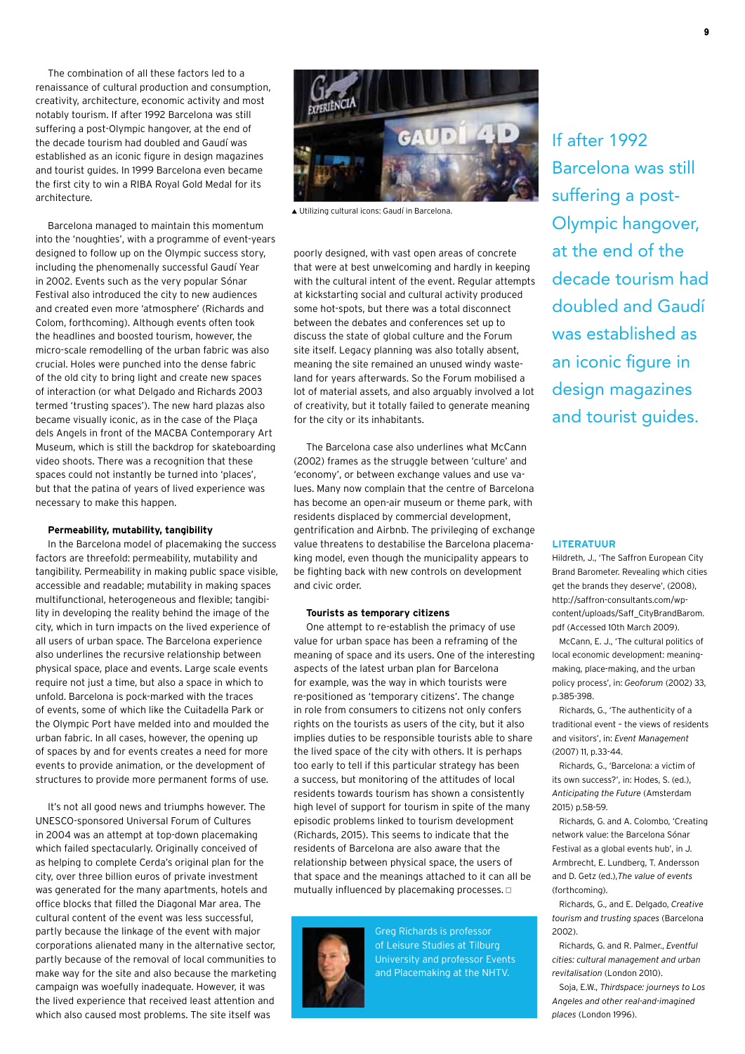The combination of all these factors led to a renaissance of cultural production and consumption, creativity, architecture, economic activity and most notably tourism. If after 1992 Barcelona was still suffering a post-Olympic hangover, at the end of the decade tourism had doubled and Gaudí was established as an iconic figure in design magazines and tourist guides. In 1999 Barcelona even became the first city to win a RIBA Royal Gold Medal for its architecture.

Barcelona managed to maintain this momentum into the 'noughties', with a programme of event-years designed to follow up on the Olympic success story, including the phenomenally successful Gaudí Year in 2002. Events such as the very popular Sónar Festival also introduced the city to new audiences and created even more 'atmosphere' (Richards and Colom, forthcoming). Although events often took the headlines and boosted tourism, however, the micro-scale remodelling of the urban fabric was also crucial. Holes were punched into the dense fabric of the old city to bring light and create new spaces of interaction (or what Delgado and Richards 2003 termed 'trusting spaces'). The new hard plazas also became visually iconic, as in the case of the Plaça dels Angels in front of the MACBA Contemporary Art Museum, which is still the backdrop for skateboarding video shoots. There was a recognition that these spaces could not instantly be turned into 'places', but that the patina of years of lived experience was necessary to make this happen.

### Permeability, mutability, tangibility

In the Barcelona model of placemaking the success factors are threefold: permeability, mutability and tangibility. Permeability in making public space visible, accessible and readable; mutability in making spaces multifunctional, heterogeneous and flexible; tangibility in developing the reality behind the image of the city, which in turn impacts on the lived experience of all users of urban space. The Barcelona experience also underlines the recursive relationship between physical space, place and events. Large scale events require not just a time, but also a space in which to unfold. Barcelona is pock-marked with the traces of events, some of which like the Cuitadella Park or the Olympic Port have melded into and moulded the urban fabric. In all cases, however, the opening up of spaces by and for events creates a need for more events to provide animation, or the development of structures to provide more permanent forms of use.

It's not all good news and triumphs however. The UNESCO-sponsored Universal Forum of Cultures in 2004 was an attempt at top-down placemaking which failed spectacularly. Originally conceived of as helping to complete Cerda's original plan for the city, over three billion euros of private investment was generated for the many apartments, hotels and office blocks that filled the Diagonal Mar area. The cultural content of the event was less successful, partly because the linkage of the event with major corporations alienated many in the alternative sector, partly because of the removal of local communities to make way for the site and also because the marketing campaign was woefully inadequate. However, it was the lived experience that received least attention and which also caused most problems. The site itself was poorly designed, with vast open areas of concrete that were at best unwelcoming and hardly in keeping with the cultural intent of the event. Regular attempts at kickstarting social and cultural activity produced some hot-spots, but there was a total disconnect between the debates and conferences set up to discuss the state of global culture and the Forum site itself. Legacy planning was also totally absent, meaning the site remained an unused windy waste-land for years afterwards. So the Forum mobilised a lot of material assets, and also arguably involved a lot of creativity, but it totally failed to generate meaning for the city or its inhabitants.

▲ Utilizing cultural icons: Gaudí in Barcelona.

The Barcelona case also underlines what McCann (2002) frames as the struggle between 'culture' and 'economy', or between exchange values and use values. Many now complain that the centre of Barcelona has become an open-air museum or theme park, with residents displaced by commercial development, gentrification and Airbnb. The privileging of exchange value threatens to destabilise the Barcelona placemaking model, even though the municipality appears to be fighting back with new controls on development and civic order.

### Tourists as temporary citizens

One attempt to re-establish the primacy of use value for urban space has been a reframing of the meaning of space and its users. One of the interesting aspects of the latest urban plan for Barcelona for example, was the way in which tourists were re-positioned as 'temporary citizens'. The change in role from consumers to citizens not only confers rights on the tourists as users of the city, but it also implies duties to be responsible tourists able to share the lived space of the city with others. It is perhaps too early to tell if this particular strategy has been a success, but monitoring of the attitudes of local residents towards tourism has shown a consistently high level of support for tourism in spite of the many episodic problems linked to tourism development (Richards, 2015). This seems to indicate that the residents of Barcelona are also aware that the relationship between physical space, the users of that space and the meanings attached to it can all be mutually influenced by placemaking processes. □

Greg Richards is professor of Leisure Studies at Tilburg University and professor Events and Placemaking at the NHTV.

If after 1992 Barcelona was still suffering a post-Olympic hangover, at the end of the decade tourism had doubled and Gaudí was established as an iconic figure in design magazines and tourist guides.

### LITERATUUR

Hildreth, J., 'The Saffron European City Brand Barometer. Revealing which cities get the brands they deserve', (2008), http://saffron-consultants.com/wp-content/uploads/Saff_CityBrandBarom.pdf (Accessed 10th March 2009).

McCann, E. J., 'The cultural politics of local economic development: meaning-making, place-making, and the urban policy process', in: *Geoforum* (2002) 33, p.385-398.

Richards, G., 'The authenticity of a traditional event – the views of residents and visitors', in: *Event Management* (2007) 11, p.33-44.

Richards, G., 'Barcelona: a victim of its own success?', in: Hodes, S. (ed.), *Anticipating the Future* (Amsterdam 2015) p.58-59.

Richards, G. and A. Colombo, 'Creating network value: the Barcelona Sónar Festival as a global events hub', in J. Armbrecht, E. Lundberg, T. Andersson and D. Getz (ed.), *The value of events* (forthcoming).

Richards, G., and E. Delgado, *Creative tourism and trusting spaces* (Barcelona 2002).

Richards, G. and R. Palmer., *Eventful cities: cultural management and urban revitalisation* (London 2010).

Soja, E.W., *Thirdspace: journeys to Los Angeles and other real-and-imagined places* (London 1996).